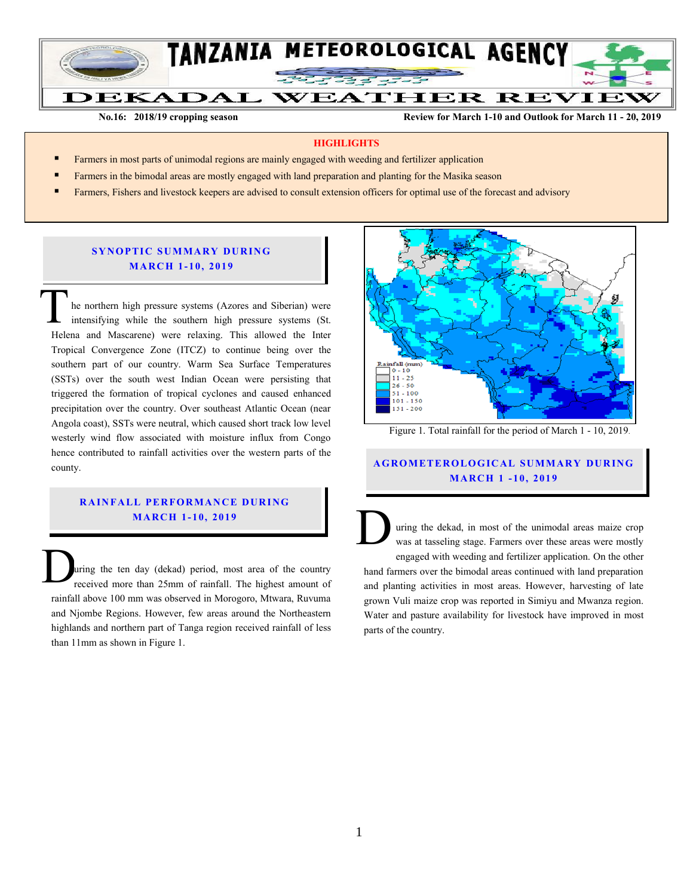# TANZANIA METEOROLOGICAL AGENCY

# DEKADAL WEATHER REVIEW

**No.16: 2018/19 cropping season** **Review for March 1-10 and Outlook for March 11 - 20, 2019**

**HIGHLIGHTS**

- Farmers in most parts of unimodal regions are mainly engaged with weeding and fertilizer application
- Farmers in the bimodal areas are mostly engaged with land preparation and planting for the Masika season
- Farmers, Fishers and livestock keepers are advised to consult extension officers for optimal use of the forecast and advisory

## SYNOPTIC SUMMARY DURING MARCH 1-10, 2019

The northern high pressure systems (Azores and Siberian) were intensifying while the southern high pressure systems (St. Helena and Mascarene) were relaxing. This allowed the Inter Tropical Convergence Zone (ITCZ) to continue being over the southern part of our country. Warm Sea Surface Temperatures (SSTs) over the south west Indian Ocean were persisting that triggered the formation of tropical cyclones and caused enhanced precipitation over the country. Over southeast Atlantic Ocean (near Angola coast), SSTs were neutral, which caused short track low level westerly wind flow associated with moisture influx from Congo hence contributed to rainfall activities over the western parts of the county.

## RAINFALL PERFORMANCE DURING MARCH 1-10, 2019

During the ten day (dekad) period, most area of the country received more than 25mm of rainfall. The highest amount of rainfall above 100 mm was observed in Morogoro, Mtwara, Ruvuma and Njombe Regions. However, few areas around the Northeastern highlands and northern part of Tanga region received rainfall of less than 11mm as shown in Figure 1.

Figure 1. Total rainfall for the period of March 1 - 10, 2019.

## AGROMETEROLOGICAL SUMMARY DURING MARCH 1 -10, 2019

During the dekad, in most of the unimodal areas maize crop was at tasseling stage. Farmers over these areas were mostly engaged with weeding and fertilizer application. On the other hand farmers over the bimodal areas continued with land preparation and planting activities in most areas. However, harvesting of late grown Vuli maize crop was reported in Simiyu and Mwanza region. Water and pasture availability for livestock have improved in most parts of the country.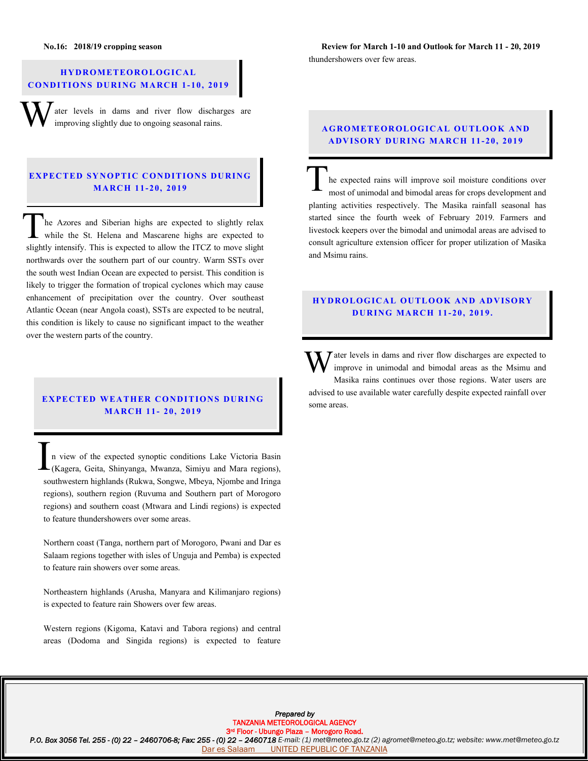## HYDROMETEOROLOGICAL CONDITIONS DURING MARCH 1-10, 2019

Water levels in dams and river flow discharges are improving slightly due to ongoing seasonal rains.

## EXPECTED SYNOPTIC CONDITIONS DURING MARCH 11-20, 2019

The Azores and Siberian highs are expected to slightly relax while the St. Helena and Mascarene highs are expected to slightly intensify. This is expected to allow the ITCZ to move slight northwards over the southern part of our country. Warm SSTs over the south west Indian Ocean are expected to persist. This condition is likely to trigger the formation of tropical cyclones which may cause enhancement of precipitation over the country. Over southeast Atlantic Ocean (near Angola coast), SSTs are expected to be neutral, this condition is likely to cause no significant impact to the weather over the western parts of the country.

## EXPECTED WEATHER CONDITIONS DURING MARCH 11- 20, 2019

In view of the expected synoptic conditions Lake Victoria Basin (Kagera, Geita, Shinyanga, Mwanza, Simiyu and Mara regions), southwestern highlands (Rukwa, Songwe, Mbeya, Njombe and Iringa regions), southern region (Ruvuma and Southern part of Morogoro regions) and southern coast (Mtwara and Lindi regions) is expected to feature thundershowers over some areas.

Northern coast (Tanga, northern part of Morogoro, Pwani and Dar es Salaam regions together with isles of Unguja and Pemba) is expected to feature rain showers over some areas.

Northeastern highlands (Arusha, Manyara and Kilimanjaro regions) is expected to feature rain Showers over few areas.

Western regions (Kigoma, Katavi and Tabora regions) and central areas (Dodoma and Singida regions) is expected to feature thundershowers over few areas.

## AGROMETEOROLOGICAL OUTLOOK AND ADVISORY DURING MARCH 11-20, 2019

The expected rains will improve soil moisture conditions over most of unimodal and bimodal areas for crops development and planting activities respectively. The Masika rainfall seasonal has started since the fourth week of February 2019. Farmers and livestock keepers over the bimodal and unimodal areas are advised to consult agriculture extension officer for proper utilization of Masika and Msimu rains.

## HYDROLOGICAL OUTLOOK AND ADVISORY DURING MARCH 11-20, 2019.

Water levels in dams and river flow discharges are expected to improve in unimodal and bimodal areas as the Msimu and Masika rains continues over those regions. Water users are advised to use available water carefully despite expected rainfall over some areas.

*Prepared by*
TANZANIA METEOROLOGICAL AGENCY
3rd Floor - Ubungo Plaza – Morogoro Road.
*P.O. Box 3056 Tel. 255 - (0) 22 – 2460706-8; Fax: 255 - (0) 22 – 2460718 E-mail: (1) met@meteo.go.tz (2) agromet@meteo.go.tz; website: www.met@meteo.go.tz*
Dar es Salaam UNITED REPUBLIC OF TANZANIA